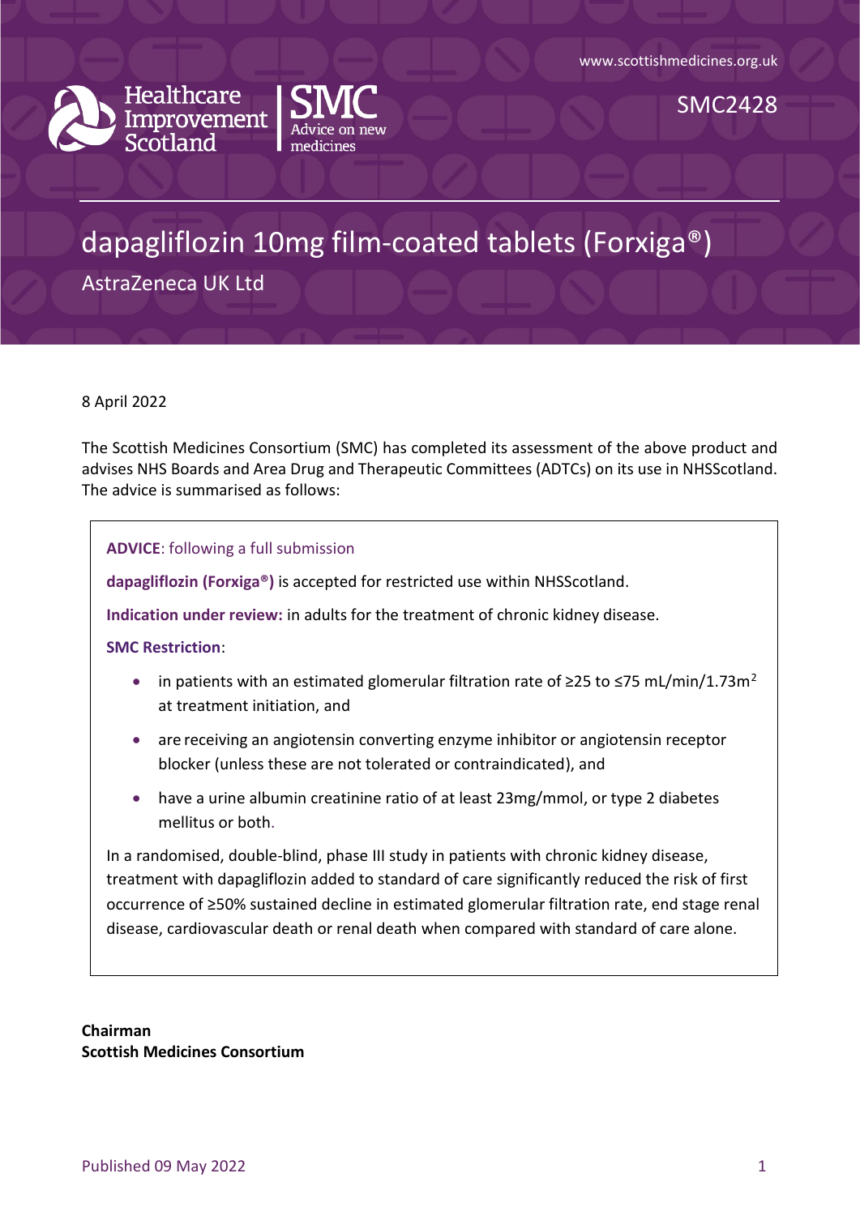www.scottishmedicines.org.uk

Healthcare Improvement Scotland | SMC Advice on new medicines

SMC2428

# dapagliflozin 10mg film-coated tablets (Forxiga®)

AstraZeneca UK Ltd

8 April 2022

The Scottish Medicines Consortium (SMC) has completed its assessment of the above product and advises NHS Boards and Area Drug and Therapeutic Committees (ADTCs) on its use in NHSScotland. The advice is summarised as follows:

**ADVICE**: following a full submission

**dapagliflozin (Forxiga®)** is accepted for restricted use within NHSScotland.

**Indication under review:** in adults for the treatment of chronic kidney disease.

**SMC Restriction**:

- in patients with an estimated glomerular filtration rate of ≥25 to ≤75 mL/min/1.73m$^2$ at treatment initiation, and
- are receiving an angiotensin converting enzyme inhibitor or angiotensin receptor blocker (unless these are not tolerated or contraindicated), and
- have a urine albumin creatinine ratio of at least 23mg/mmol, or type 2 diabetes mellitus or both.

In a randomised, double-blind, phase III study in patients with chronic kidney disease, treatment with dapagliflozin added to standard of care significantly reduced the risk of first occurrence of ≥50% sustained decline in estimated glomerular filtration rate, end stage renal disease, cardiovascular death or renal death when compared with standard of care alone.

**Chairman**
**Scottish Medicines Consortium**

Published 09 May 2022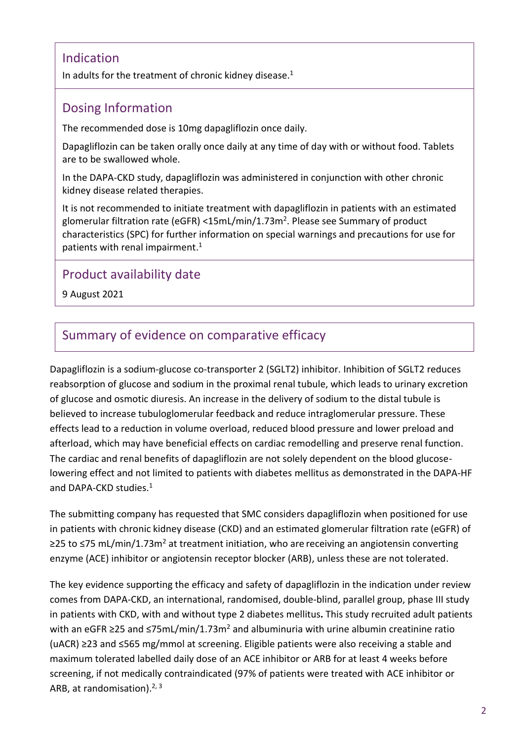## Indication

In adults for the treatment of chronic kidney disease.[1]

## Dosing Information

The recommended dose is 10mg dapagliflozin once daily.

Dapagliflozin can be taken orally once daily at any time of day with or without food. Tablets are to be swallowed whole.

In the DAPA-CKD study, dapagliflozin was administered in conjunction with other chronic kidney disease related therapies.

It is not recommended to initiate treatment with dapagliflozin in patients with an estimated glomerular filtration rate (eGFR) <15mL/min/1.73m$^2$. Please see Summary of product characteristics (SPC) for further information on special warnings and precautions for use for patients with renal impairment.[1]

## Product availability date

9 August 2021

## Summary of evidence on comparative efficacy

Dapagliflozin is a sodium-glucose co-transporter 2 (SGLT2) inhibitor. Inhibition of SGLT2 reduces reabsorption of glucose and sodium in the proximal renal tubule, which leads to urinary excretion of glucose and osmotic diuresis. An increase in the delivery of sodium to the distal tubule is believed to increase tubuloglomerular feedback and reduce intraglomerular pressure. These effects lead to a reduction in volume overload, reduced blood pressure and lower preload and afterload, which may have beneficial effects on cardiac remodelling and preserve renal function. The cardiac and renal benefits of dapagliflozin are not solely dependent on the blood glucose-lowering effect and not limited to patients with diabetes mellitus as demonstrated in the DAPA-HF and DAPA-CKD studies.[1]

The submitting company has requested that SMC considers dapagliflozin when positioned for use in patients with chronic kidney disease (CKD) and an estimated glomerular filtration rate (eGFR) of ≥25 to ≤75 mL/min/1.73m$^2$ at treatment initiation, who are receiving an angiotensin converting enzyme (ACE) inhibitor or angiotensin receptor blocker (ARB), unless these are not tolerated.

The key evidence supporting the efficacy and safety of dapagliflozin in the indication under review comes from DAPA-CKD, an international, randomised, double-blind, parallel group, phase III study in patients with CKD, with and without type 2 diabetes mellitus**.** This study recruited adult patients with an eGFR ≥25 and ≤75mL/min/1.73m$^2$ and albuminuria with urine albumin creatinine ratio (uACR) ≥23 and ≤565 mg/mmol at screening. Eligible patients were also receiving a stable and maximum tolerated labelled daily dose of an ACE inhibitor or ARB for at least 4 weeks before screening, if not medically contraindicated (97% of patients were treated with ACE inhibitor or ARB, at randomisation).[2, 3]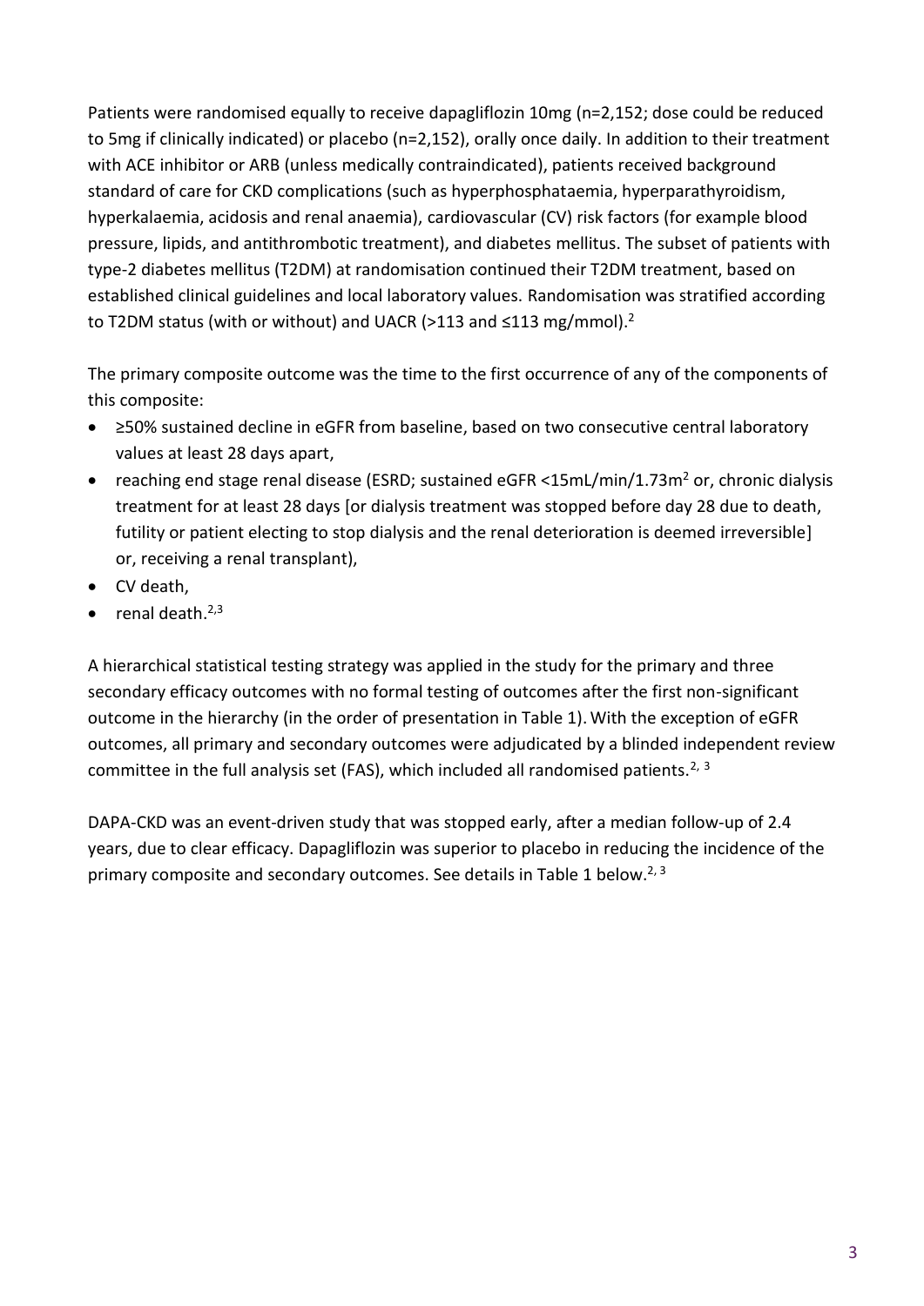Patients were randomised equally to receive dapagliflozin 10mg (n=2,152; dose could be reduced to 5mg if clinically indicated) or placebo (n=2,152), orally once daily. In addition to their treatment with ACE inhibitor or ARB (unless medically contraindicated), patients received background standard of care for CKD complications (such as hyperphosphataemia, hyperparathyroidism, hyperkalaemia, acidosis and renal anaemia), cardiovascular (CV) risk factors (for example blood pressure, lipids, and antithrombotic treatment), and diabetes mellitus. The subset of patients with type-2 diabetes mellitus (T2DM) at randomisation continued their T2DM treatment, based on established clinical guidelines and local laboratory values. Randomisation was stratified according to T2DM status (with or without) and UACR (>113 and ≤113 mg/mmol).[2]

The primary composite outcome was the time to the first occurrence of any of the components of this composite:

- ≥50% sustained decline in eGFR from baseline, based on two consecutive central laboratory values at least 28 days apart,
- reaching end stage renal disease (ESRD; sustained eGFR <15mL/min/1.73m$^2$ or, chronic dialysis treatment for at least 28 days [or dialysis treatment was stopped before day 28 due to death, futility or patient electing to stop dialysis and the renal deterioration is deemed irreversible] or, receiving a renal transplant),
- CV death,
- renal death.[2,3]

A hierarchical statistical testing strategy was applied in the study for the primary and three secondary efficacy outcomes with no formal testing of outcomes after the first non-significant outcome in the hierarchy (in the order of presentation in Table 1). With the exception of eGFR outcomes, all primary and secondary outcomes were adjudicated by a blinded independent review committee in the full analysis set (FAS), which included all randomised patients.[2, 3]

DAPA-CKD was an event-driven study that was stopped early, after a median follow-up of 2.4 years, due to clear efficacy. Dapagliflozin was superior to placebo in reducing the incidence of the primary composite and secondary outcomes. See details in Table 1 below.[2, 3]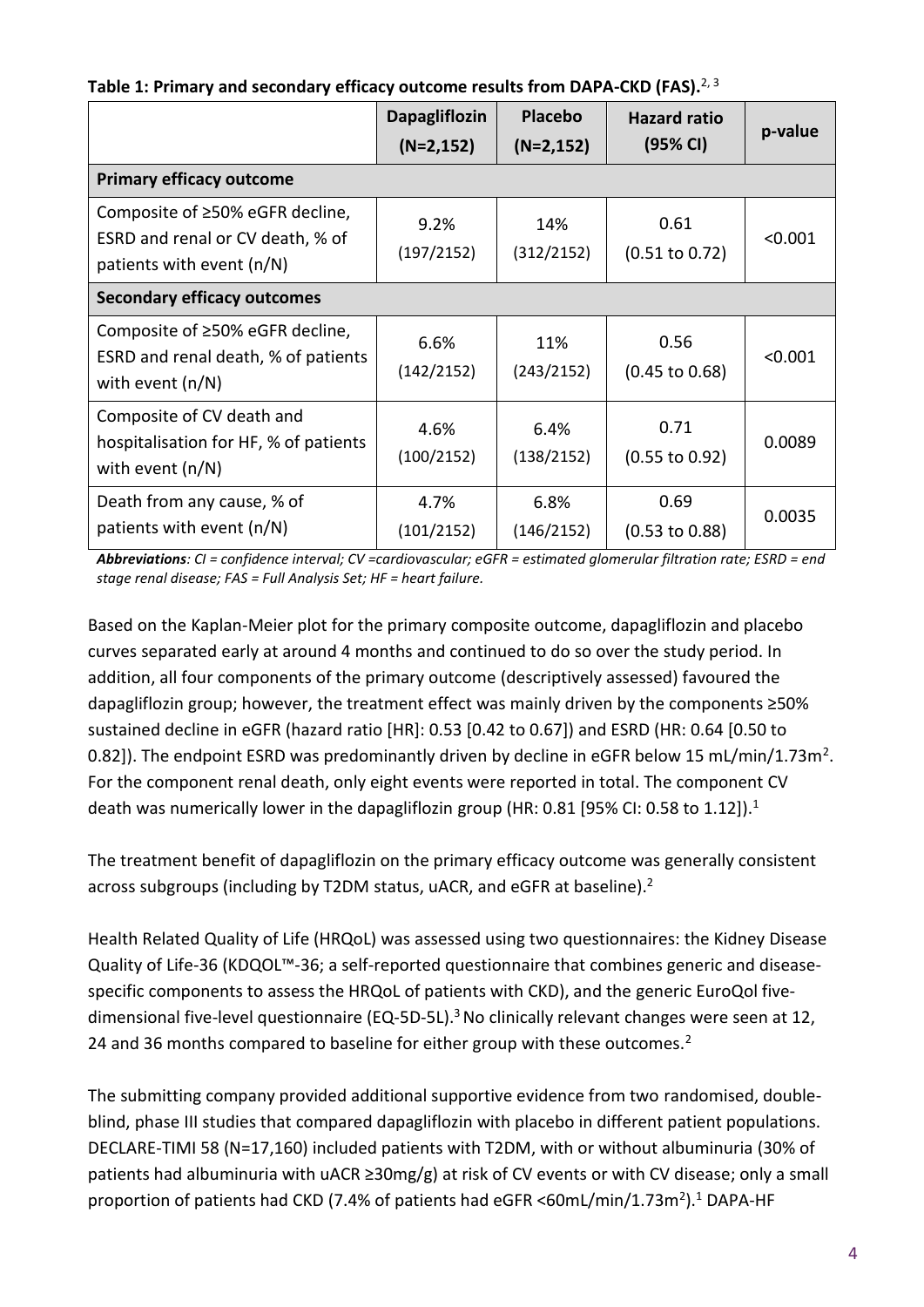**Table 1: Primary and secondary efficacy outcome results from DAPA-CKD (FAS).**[2, 3]

| | Dapagliflozin (N=2,152) | Placebo (N=2,152) | Hazard ratio (95% CI) | p-value |
|---|---|---|---|---|
| **Primary efficacy outcome** | | | | |
| Composite of ≥50% eGFR decline, ESRD and renal or CV death, % of patients with event (n/N) | 9.2% (197/2152) | 14% (312/2152) | 0.61 (0.51 to 0.72) | <0.001 |
| **Secondary efficacy outcomes** | | | | |
| Composite of ≥50% eGFR decline, ESRD and renal death, % of patients with event (n/N) | 6.6% (142/2152) | 11% (243/2152) | 0.56 (0.45 to 0.68) | <0.001 |
| Composite of CV death and hospitalisation for HF, % of patients with event (n/N) | 4.6% (100/2152) | 6.4% (138/2152) | 0.71 (0.55 to 0.92) | 0.0089 |
| Death from any cause, % of patients with event (n/N) | 4.7% (101/2152) | 6.8% (146/2152) | 0.69 (0.53 to 0.88) | 0.0035 |

***Abbreviations**: CI = confidence interval; CV =cardiovascular; eGFR = estimated glomerular filtration rate; ESRD = end stage renal disease; FAS = Full Analysis Set; HF = heart failure.*

Based on the Kaplan-Meier plot for the primary composite outcome, dapagliflozin and placebo curves separated early at around 4 months and continued to do so over the study period. In addition, all four components of the primary outcome (descriptively assessed) favoured the dapagliflozin group; however, the treatment effect was mainly driven by the components ≥50% sustained decline in eGFR (hazard ratio [HR]: 0.53 [0.42 to 0.67]) and ESRD (HR: 0.64 [0.50 to 0.82]). The endpoint ESRD was predominantly driven by decline in eGFR below 15 mL/min/1.73m$^2$. For the component renal death, only eight events were reported in total. The component CV death was numerically lower in the dapagliflozin group (HR: 0.81 [95% CI: 0.58 to 1.12]).[1]

The treatment benefit of dapagliflozin on the primary efficacy outcome was generally consistent across subgroups (including by T2DM status, uACR, and eGFR at baseline).[2]

Health Related Quality of Life (HRQoL) was assessed using two questionnaires: the Kidney Disease Quality of Life-36 (KDQOL™-36; a self-reported questionnaire that combines generic and disease-specific components to assess the HRQoL of patients with CKD), and the generic EuroQol five-dimensional five-level questionnaire (EQ-5D-5L).[3] No clinically relevant changes were seen at 12, 24 and 36 months compared to baseline for either group with these outcomes.[2]

The submitting company provided additional supportive evidence from two randomised, double-blind, phase III studies that compared dapagliflozin with placebo in different patient populations. DECLARE-TIMI 58 (N=17,160) included patients with T2DM, with or without albuminuria (30% of patients had albuminuria with uACR ≥30mg/g) at risk of CV events or with CV disease; only a small proportion of patients had CKD (7.4% of patients had eGFR <60mL/min/1.73m$^2$).[1] DAPA-HF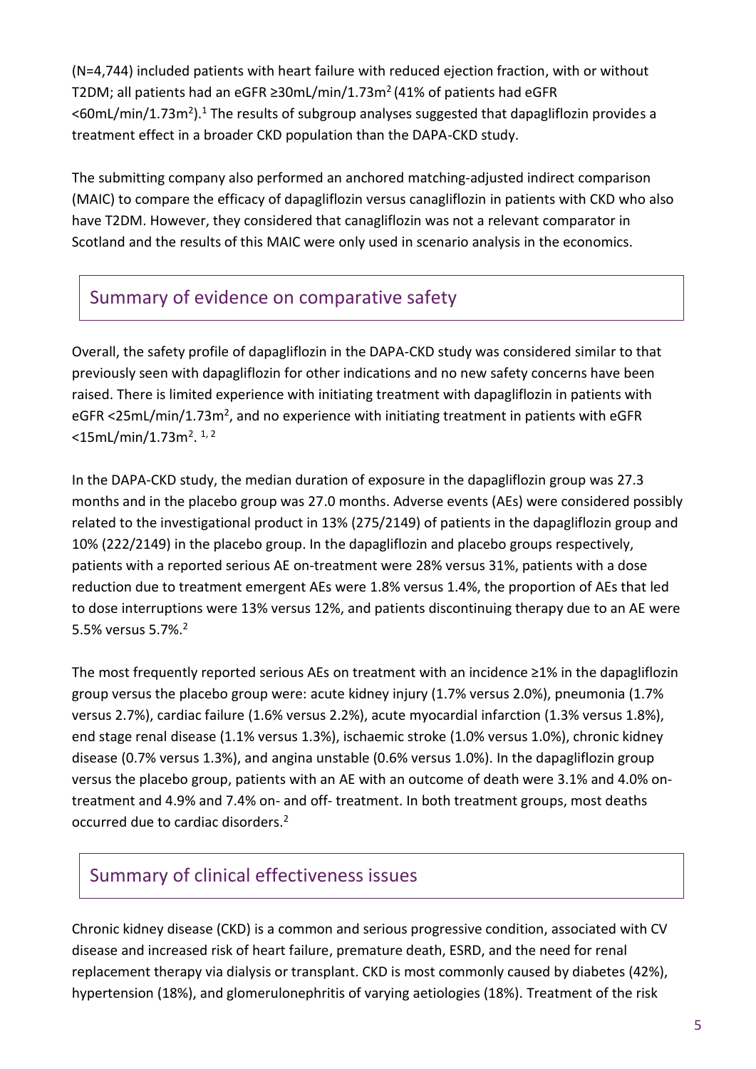(N=4,744) included patients with heart failure with reduced ejection fraction, with or without T2DM; all patients had an eGFR ≥30mL/min/1.73m$^2$ (41% of patients had eGFR <60mL/min/1.73m$^2$).[1] The results of subgroup analyses suggested that dapagliflozin provides a treatment effect in a broader CKD population than the DAPA-CKD study.

The submitting company also performed an anchored matching-adjusted indirect comparison (MAIC) to compare the efficacy of dapagliflozin versus canagliflozin in patients with CKD who also have T2DM. However, they considered that canagliflozin was not a relevant comparator in Scotland and the results of this MAIC were only used in scenario analysis in the economics.

## Summary of evidence on comparative safety

Overall, the safety profile of dapagliflozin in the DAPA-CKD study was considered similar to that previously seen with dapagliflozin for other indications and no new safety concerns have been raised. There is limited experience with initiating treatment with dapagliflozin in patients with eGFR <25mL/min/1.73m$^2$, and no experience with initiating treatment in patients with eGFR <15mL/min/1.73m$^2$.[1,2]

In the DAPA-CKD study, the median duration of exposure in the dapagliflozin group was 27.3 months and in the placebo group was 27.0 months. Adverse events (AEs) were considered possibly related to the investigational product in 13% (275/2149) of patients in the dapagliflozin group and 10% (222/2149) in the placebo group. In the dapagliflozin and placebo groups respectively, patients with a reported serious AE on-treatment were 28% versus 31%, patients with a dose reduction due to treatment emergent AEs were 1.8% versus 1.4%, the proportion of AEs that led to dose interruptions were 13% versus 12%, and patients discontinuing therapy due to an AE were 5.5% versus 5.7%.[2]

The most frequently reported serious AEs on treatment with an incidence ≥1% in the dapagliflozin group versus the placebo group were: acute kidney injury (1.7% versus 2.0%), pneumonia (1.7% versus 2.7%), cardiac failure (1.6% versus 2.2%), acute myocardial infarction (1.3% versus 1.8%), end stage renal disease (1.1% versus 1.3%), ischaemic stroke (1.0% versus 1.0%), chronic kidney disease (0.7% versus 1.3%), and angina unstable (0.6% versus 1.0%). In the dapagliflozin group versus the placebo group, patients with an AE with an outcome of death were 3.1% and 4.0% on-treatment and 4.9% and 7.4% on- and off- treatment. In both treatment groups, most deaths occurred due to cardiac disorders.[2]

## Summary of clinical effectiveness issues

Chronic kidney disease (CKD) is a common and serious progressive condition, associated with CV disease and increased risk of heart failure, premature death, ESRD, and the need for renal replacement therapy via dialysis or transplant. CKD is most commonly caused by diabetes (42%), hypertension (18%), and glomerulonephritis of varying aetiologies (18%). Treatment of the risk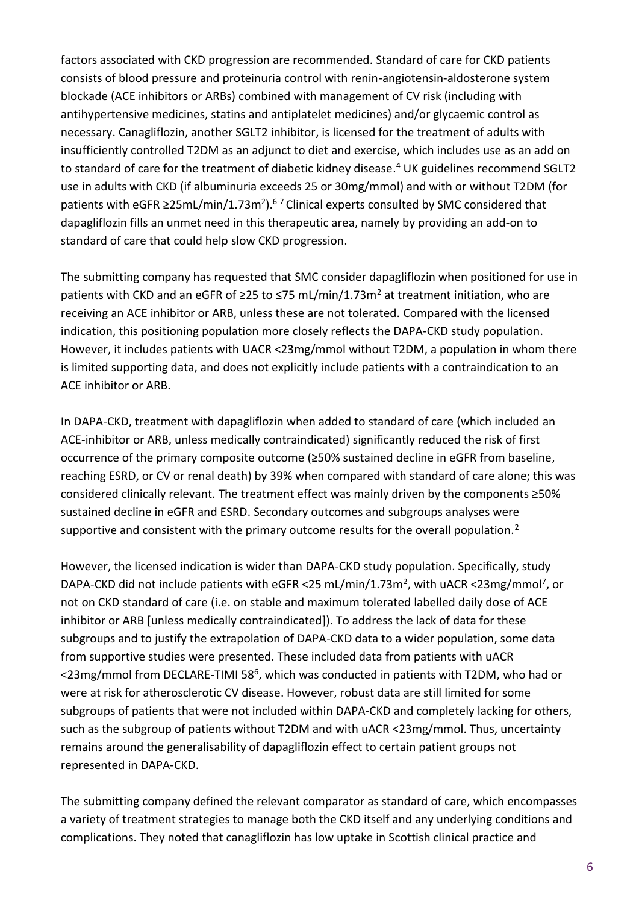factors associated with CKD progression are recommended. Standard of care for CKD patients consists of blood pressure and proteinuria control with renin-angiotensin-aldosterone system blockade (ACE inhibitors or ARBs) combined with management of CV risk (including with antihypertensive medicines, statins and antiplatelet medicines) and/or glycaemic control as necessary. Canagliflozin, another SGLT2 inhibitor, is licensed for the treatment of adults with insufficiently controlled T2DM as an adjunct to diet and exercise, which includes use as an add on to standard of care for the treatment of diabetic kidney disease.[4] UK guidelines recommend SGLT2 use in adults with CKD (if albuminuria exceeds 25 or 30mg/mmol) and with or without T2DM (for patients with eGFR ≥25mL/min/1.73m$^2$).[6-7] Clinical experts consulted by SMC considered that dapagliflozin fills an unmet need in this therapeutic area, namely by providing an add-on to standard of care that could help slow CKD progression.

The submitting company has requested that SMC consider dapagliflozin when positioned for use in patients with CKD and an eGFR of ≥25 to ≤75 mL/min/1.73m$^2$ at treatment initiation, who are receiving an ACE inhibitor or ARB, unless these are not tolerated. Compared with the licensed indication, this positioning population more closely reflects the DAPA-CKD study population. However, it includes patients with UACR <23mg/mmol without T2DM, a population in whom there is limited supporting data, and does not explicitly include patients with a contraindication to an ACE inhibitor or ARB.

In DAPA-CKD, treatment with dapagliflozin when added to standard of care (which included an ACE-inhibitor or ARB, unless medically contraindicated) significantly reduced the risk of first occurrence of the primary composite outcome (≥50% sustained decline in eGFR from baseline, reaching ESRD, or CV or renal death) by 39% when compared with standard of care alone; this was considered clinically relevant. The treatment effect was mainly driven by the components ≥50% sustained decline in eGFR and ESRD. Secondary outcomes and subgroups analyses were supportive and consistent with the primary outcome results for the overall population.[2]

However, the licensed indication is wider than DAPA-CKD study population. Specifically, study DAPA-CKD did not include patients with eGFR <25 mL/min/1.73m$^2$, with uACR <23mg/mmol[7], or not on CKD standard of care (i.e. on stable and maximum tolerated labelled daily dose of ACE inhibitor or ARB [unless medically contraindicated]). To address the lack of data for these subgroups and to justify the extrapolation of DAPA-CKD data to a wider population, some data from supportive studies were presented. These included data from patients with uACR <23mg/mmol from DECLARE-TIMI 58[6], which was conducted in patients with T2DM, who had or were at risk for atherosclerotic CV disease. However, robust data are still limited for some subgroups of patients that were not included within DAPA-CKD and completely lacking for others, such as the subgroup of patients without T2DM and with uACR <23mg/mmol. Thus, uncertainty remains around the generalisability of dapagliflozin effect to certain patient groups not represented in DAPA-CKD.

The submitting company defined the relevant comparator as standard of care, which encompasses a variety of treatment strategies to manage both the CKD itself and any underlying conditions and complications. They noted that canagliflozin has low uptake in Scottish clinical practice and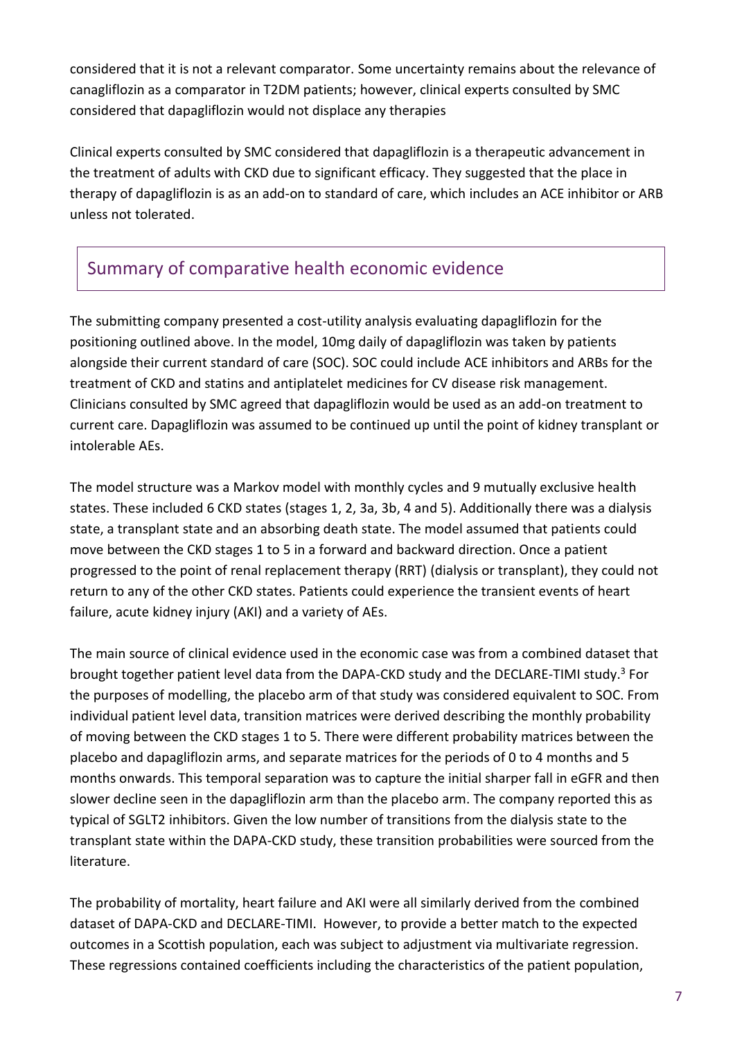considered that it is not a relevant comparator. Some uncertainty remains about the relevance of canagliflozin as a comparator in T2DM patients; however, clinical experts consulted by SMC considered that dapagliflozin would not displace any therapies

Clinical experts consulted by SMC considered that dapagliflozin is a therapeutic advancement in the treatment of adults with CKD due to significant efficacy. They suggested that the place in therapy of dapagliflozin is as an add-on to standard of care, which includes an ACE inhibitor or ARB unless not tolerated.

## Summary of comparative health economic evidence

The submitting company presented a cost-utility analysis evaluating dapagliflozin for the positioning outlined above. In the model, 10mg daily of dapagliflozin was taken by patients alongside their current standard of care (SOC). SOC could include ACE inhibitors and ARBs for the treatment of CKD and statins and antiplatelet medicines for CV disease risk management. Clinicians consulted by SMC agreed that dapagliflozin would be used as an add-on treatment to current care. Dapagliflozin was assumed to be continued up until the point of kidney transplant or intolerable AEs.

The model structure was a Markov model with monthly cycles and 9 mutually exclusive health states. These included 6 CKD states (stages 1, 2, 3a, 3b, 4 and 5). Additionally there was a dialysis state, a transplant state and an absorbing death state. The model assumed that patients could move between the CKD stages 1 to 5 in a forward and backward direction. Once a patient progressed to the point of renal replacement therapy (RRT) (dialysis or transplant), they could not return to any of the other CKD states. Patients could experience the transient events of heart failure, acute kidney injury (AKI) and a variety of AEs.

The main source of clinical evidence used in the economic case was from a combined dataset that brought together patient level data from the DAPA-CKD study and the DECLARE-TIMI study.[3] For the purposes of modelling, the placebo arm of that study was considered equivalent to SOC. From individual patient level data, transition matrices were derived describing the monthly probability of moving between the CKD stages 1 to 5. There were different probability matrices between the placebo and dapagliflozin arms, and separate matrices for the periods of 0 to 4 months and 5 months onwards. This temporal separation was to capture the initial sharper fall in eGFR and then slower decline seen in the dapagliflozin arm than the placebo arm. The company reported this as typical of SGLT2 inhibitors. Given the low number of transitions from the dialysis state to the transplant state within the DAPA-CKD study, these transition probabilities were sourced from the literature.

The probability of mortality, heart failure and AKI were all similarly derived from the combined dataset of DAPA-CKD and DECLARE-TIMI. However, to provide a better match to the expected outcomes in a Scottish population, each was subject to adjustment via multivariate regression. These regressions contained coefficients including the characteristics of the patient population,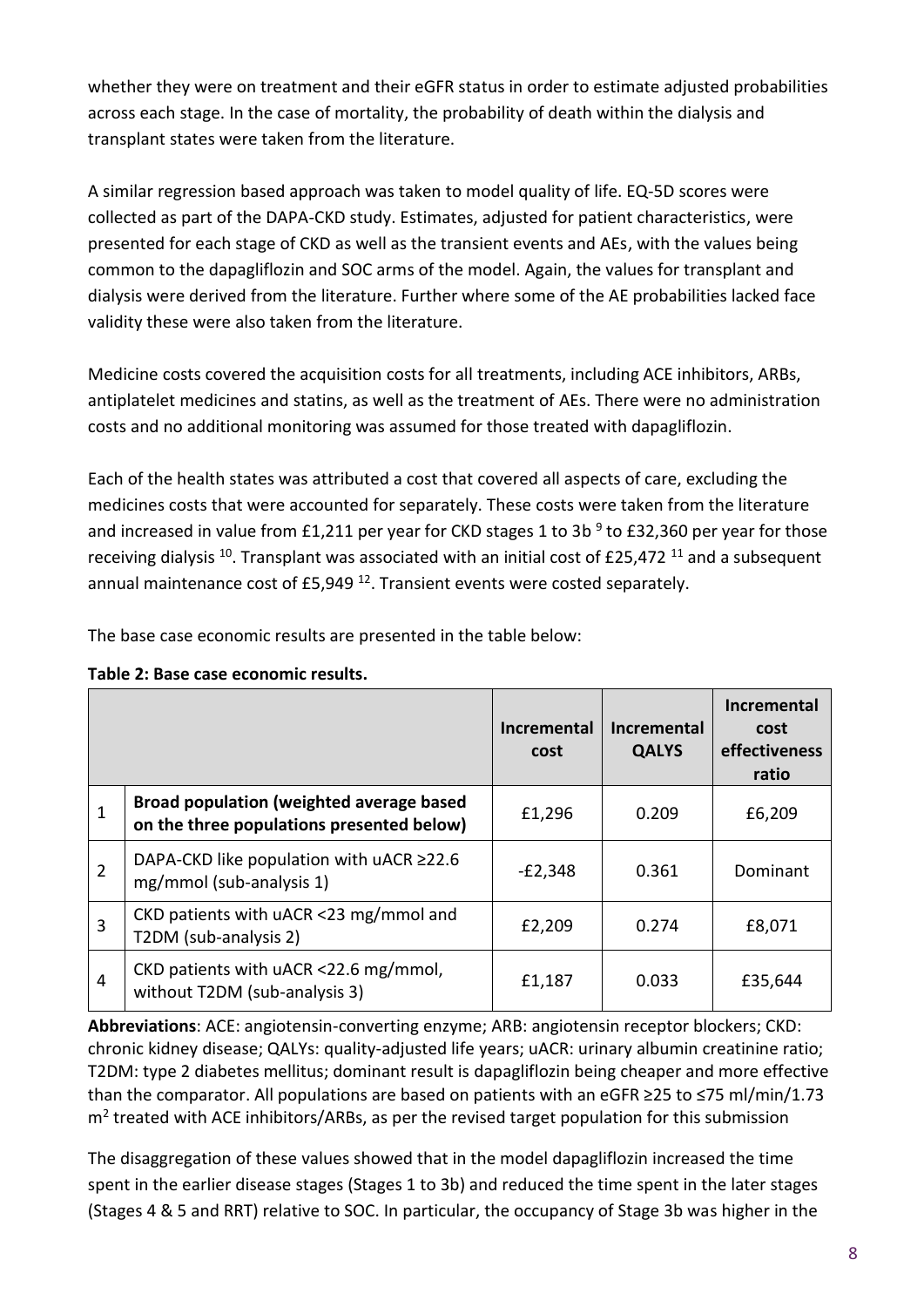whether they were on treatment and their eGFR status in order to estimate adjusted probabilities across each stage. In the case of mortality, the probability of death within the dialysis and transplant states were taken from the literature.

A similar regression based approach was taken to model quality of life. EQ-5D scores were collected as part of the DAPA-CKD study. Estimates, adjusted for patient characteristics, were presented for each stage of CKD as well as the transient events and AEs, with the values being common to the dapagliflozin and SOC arms of the model. Again, the values for transplant and dialysis were derived from the literature. Further where some of the AE probabilities lacked face validity these were also taken from the literature.

Medicine costs covered the acquisition costs for all treatments, including ACE inhibitors, ARBs, antiplatelet medicines and statins, as well as the treatment of AEs. There were no administration costs and no additional monitoring was assumed for those treated with dapagliflozin.

Each of the health states was attributed a cost that covered all aspects of care, excluding the medicines costs that were accounted for separately. These costs were taken from the literature and increased in value from £1,211 per year for CKD stages 1 to 3b [9] to £32,360 per year for those receiving dialysis [10]. Transplant was associated with an initial cost of £25,472 [11] and a subsequent annual maintenance cost of £5,949 [12]. Transient events were costed separately.

The base case economic results are presented in the table below:

**Table 2: Base case economic results.**

| | | Incremental cost | Incremental QALYS | Incremental cost effectiveness ratio |
|---|---|---|---|---|
| 1 | **Broad population (weighted average based on the three populations presented below)** | £1,296 | 0.209 | £6,209 |
| 2 | DAPA-CKD like population with uACR ≥22.6 mg/mmol (sub-analysis 1) | -£2,348 | 0.361 | Dominant |
| 3 | CKD patients with uACR <23 mg/mmol and T2DM (sub-analysis 2) | £2,209 | 0.274 | £8,071 |
| 4 | CKD patients with uACR <22.6 mg/mmol, without T2DM (sub-analysis 3) | £1,187 | 0.033 | £35,644 |

**Abbreviations**: ACE: angiotensin-converting enzyme; ARB: angiotensin receptor blockers; CKD: chronic kidney disease; QALYs: quality-adjusted life years; uACR: urinary albumin creatinine ratio; T2DM: type 2 diabetes mellitus; dominant result is dapagliflozin being cheaper and more effective than the comparator. All populations are based on patients with an eGFR ≥25 to ≤75 ml/min/1.73 $m^2$ treated with ACE inhibitors/ARBs, as per the revised target population for this submission

The disaggregation of these values showed that in the model dapagliflozin increased the time spent in the earlier disease stages (Stages 1 to 3b) and reduced the time spent in the later stages (Stages 4 & 5 and RRT) relative to SOC. In particular, the occupancy of Stage 3b was higher in the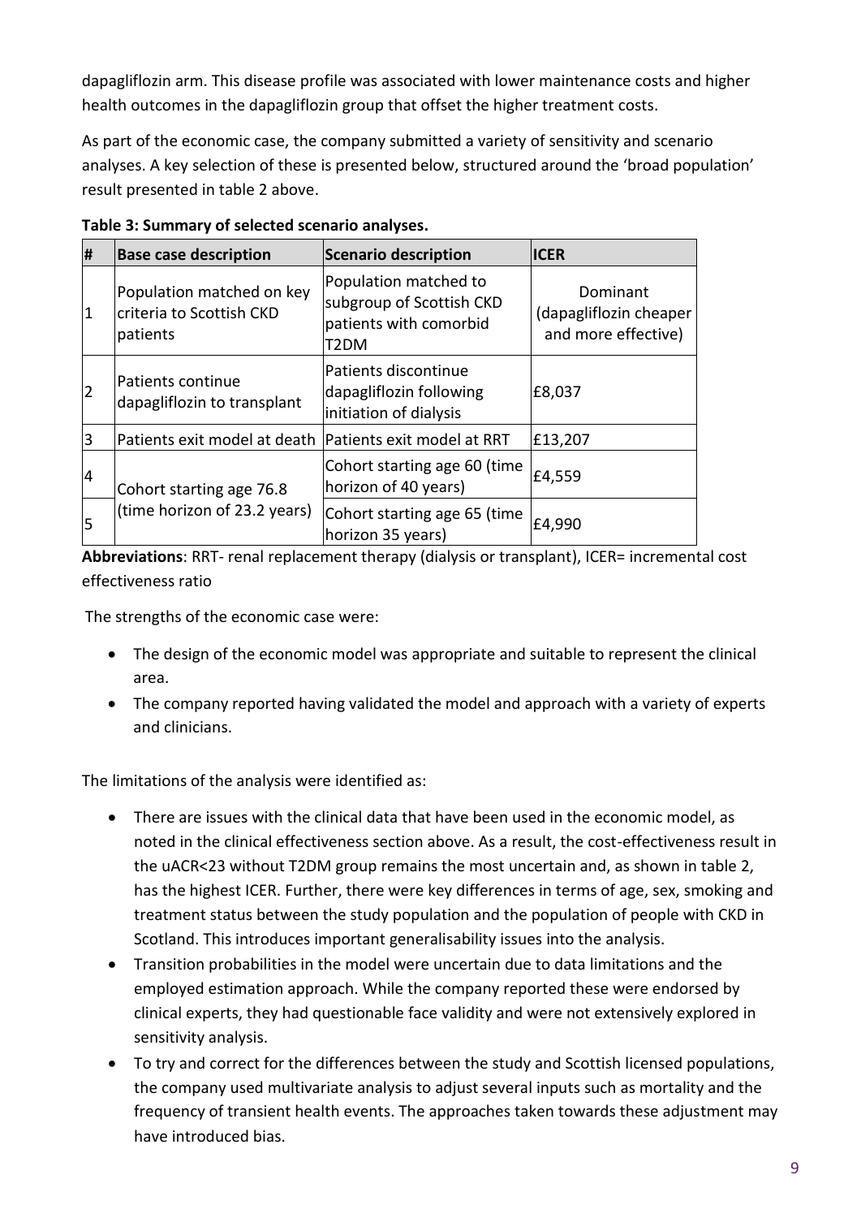dapagliflozin arm. This disease profile was associated with lower maintenance costs and higher health outcomes in the dapagliflozin group that offset the higher treatment costs.

As part of the economic case, the company submitted a variety of sensitivity and scenario analyses. A key selection of these is presented below, structured around the 'broad population' result presented in table 2 above.

**Table 3: Summary of selected scenario analyses.**

| # | Base case description | Scenario description | ICER |
|---|---|---|---|
| 1 | Population matched on key criteria to Scottish CKD patients | Population matched to subgroup of Scottish CKD patients with comorbid T2DM | Dominant (dapagliflozin cheaper and more effective) |
| 2 | Patients continue dapagliflozin to transplant | Patients discontinue dapagliflozin following initiation of dialysis | £8,037 |
| 3 | Patients exit model at death | Patients exit model at RRT | £13,207 |
| 4 | Cohort starting age 76.8 (time horizon of 23.2 years) | Cohort starting age 60 (time horizon of 40 years) | £4,559 |
| 5 | | Cohort starting age 65 (time horizon 35 years) | £4,990 |

**Abbreviations**: RRT- renal replacement therapy (dialysis or transplant), ICER= incremental cost effectiveness ratio

The strengths of the economic case were:

- The design of the economic model was appropriate and suitable to represent the clinical area.
- The company reported having validated the model and approach with a variety of experts and clinicians.

The limitations of the analysis were identified as:

- There are issues with the clinical data that have been used in the economic model, as noted in the clinical effectiveness section above. As a result, the cost-effectiveness result in the uACR<23 without T2DM group remains the most uncertain and, as shown in table 2, has the highest ICER. Further, there were key differences in terms of age, sex, smoking and treatment status between the study population and the population of people with CKD in Scotland. This introduces important generalisability issues into the analysis.
- Transition probabilities in the model were uncertain due to data limitations and the employed estimation approach. While the company reported these were endorsed by clinical experts, they had questionable face validity and were not extensively explored in sensitivity analysis.
- To try and correct for the differences between the study and Scottish licensed populations, the company used multivariate analysis to adjust several inputs such as mortality and the frequency of transient health events. The approaches taken towards these adjustment may have introduced bias.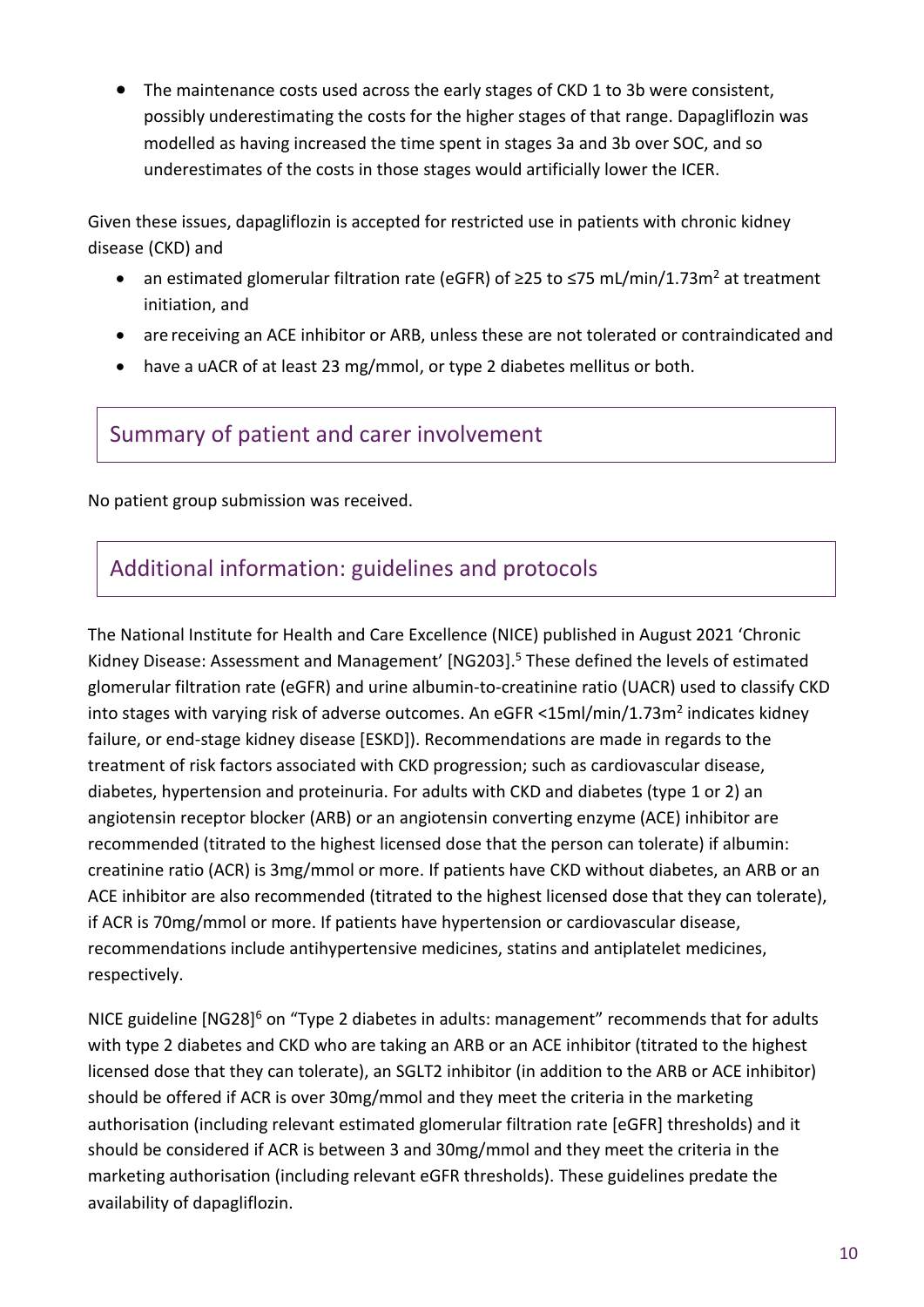- The maintenance costs used across the early stages of CKD 1 to 3b were consistent, possibly underestimating the costs for the higher stages of that range. Dapagliflozin was modelled as having increased the time spent in stages 3a and 3b over SOC, and so underestimates of the costs in those stages would artificially lower the ICER.

Given these issues, dapagliflozin is accepted for restricted use in patients with chronic kidney disease (CKD) and

- an estimated glomerular filtration rate (eGFR) of ≥25 to ≤75 mL/min/1.73m$^2$ at treatment initiation, and
- are receiving an ACE inhibitor or ARB, unless these are not tolerated or contraindicated and
- have a uACR of at least 23 mg/mmol, or type 2 diabetes mellitus or both.

## Summary of patient and carer involvement

No patient group submission was received.

## Additional information: guidelines and protocols

The National Institute for Health and Care Excellence (NICE) published in August 2021 'Chronic Kidney Disease: Assessment and Management' [NG203].[5] These defined the levels of estimated glomerular filtration rate (eGFR) and urine albumin-to-creatinine ratio (UACR) used to classify CKD into stages with varying risk of adverse outcomes. An eGFR <15ml/min/1.73m$^2$ indicates kidney failure, or end-stage kidney disease [ESKD]). Recommendations are made in regards to the treatment of risk factors associated with CKD progression; such as cardiovascular disease, diabetes, hypertension and proteinuria. For adults with CKD and diabetes (type 1 or 2) an angiotensin receptor blocker (ARB) or an angiotensin converting enzyme (ACE) inhibitor are recommended (titrated to the highest licensed dose that the person can tolerate) if albumin: creatinine ratio (ACR) is 3mg/mmol or more. If patients have CKD without diabetes, an ARB or an ACE inhibitor are also recommended (titrated to the highest licensed dose that they can tolerate), if ACR is 70mg/mmol or more. If patients have hypertension or cardiovascular disease, recommendations include antihypertensive medicines, statins and antiplatelet medicines, respectively.

NICE guideline [NG28][6] on "Type 2 diabetes in adults: management" recommends that for adults with type 2 diabetes and CKD who are taking an ARB or an ACE inhibitor (titrated to the highest licensed dose that they can tolerate), an SGLT2 inhibitor (in addition to the ARB or ACE inhibitor) should be offered if ACR is over 30mg/mmol and they meet the criteria in the marketing authorisation (including relevant estimated glomerular filtration rate [eGFR] thresholds) and it should be considered if ACR is between 3 and 30mg/mmol and they meet the criteria in the marketing authorisation (including relevant eGFR thresholds). These guidelines predate the availability of dapagliflozin.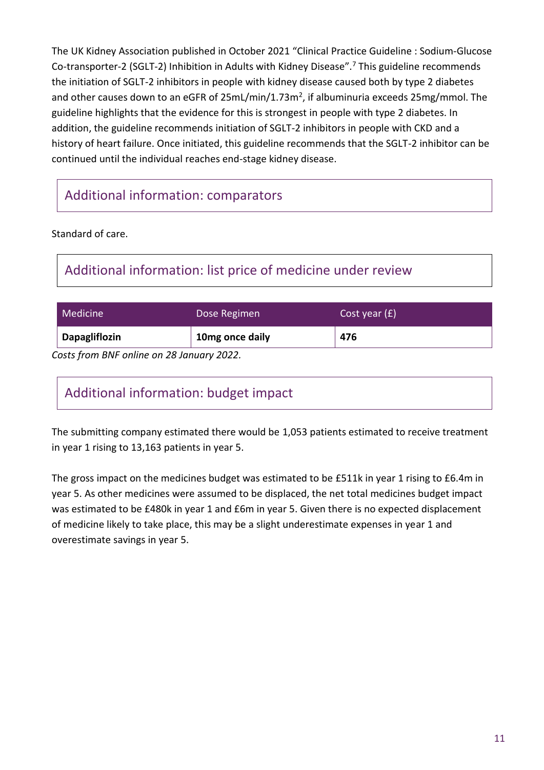The UK Kidney Association published in October 2021 "Clinical Practice Guideline : Sodium-Glucose Co-transporter-2 (SGLT-2) Inhibition in Adults with Kidney Disease".[7] This guideline recommends the initiation of SGLT-2 inhibitors in people with kidney disease caused both by type 2 diabetes and other causes down to an eGFR of 25mL/min/1.73m$^2$, if albuminuria exceeds 25mg/mmol. The guideline highlights that the evidence for this is strongest in people with type 2 diabetes. In addition, the guideline recommends initiation of SGLT-2 inhibitors in people with CKD and a history of heart failure. Once initiated, this guideline recommends that the SGLT-2 inhibitor can be continued until the individual reaches end-stage kidney disease.

## Additional information: comparators

Standard of care.

## Additional information: list price of medicine under review

| Medicine | Dose Regimen | Cost year (£) |
|---|---|---|
| **Dapagliflozin** | **10mg once daily** | **476** |

*Costs from BNF online on 28 January 2022.*

## Additional information: budget impact

The submitting company estimated there would be 1,053 patients estimated to receive treatment in year 1 rising to 13,163 patients in year 5.

The gross impact on the medicines budget was estimated to be £511k in year 1 rising to £6.4m in year 5. As other medicines were assumed to be displaced, the net total medicines budget impact was estimated to be £480k in year 1 and £6m in year 5. Given there is no expected displacement of medicine likely to take place, this may be a slight underestimate expenses in year 1 and overestimate savings in year 5.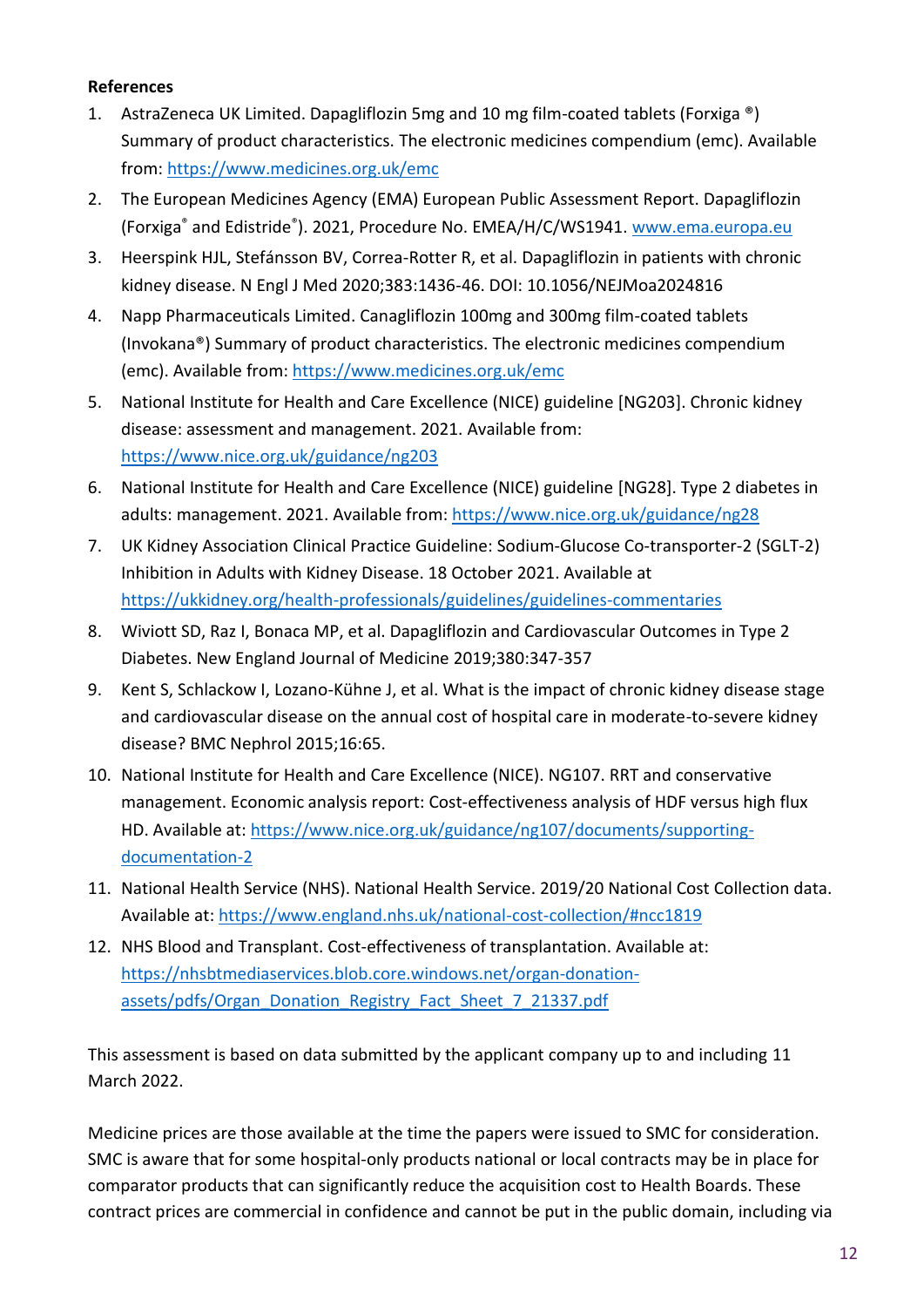**References**

1. AstraZeneca UK Limited. Dapagliflozin 5mg and 10 mg film-coated tablets (Forxiga ®) Summary of product characteristics. The electronic medicines compendium (emc). Available from: https://www.medicines.org.uk/emc
2. The European Medicines Agency (EMA) European Public Assessment Report. Dapagliflozin (Forxiga® and Edistride®). 2021, Procedure No. EMEA/H/C/WS1941. www.ema.europa.eu
3. Heerspink HJL, Stefánsson BV, Correa-Rotter R, et al. Dapagliflozin in patients with chronic kidney disease. N Engl J Med 2020;383:1436-46. DOI: 10.1056/NEJMoa2024816
4. Napp Pharmaceuticals Limited. Canagliflozin 100mg and 300mg film-coated tablets (Invokana®) Summary of product characteristics. The electronic medicines compendium (emc). Available from: https://www.medicines.org.uk/emc
5. National Institute for Health and Care Excellence (NICE) guideline [NG203]. Chronic kidney disease: assessment and management. 2021. Available from: https://www.nice.org.uk/guidance/ng203
6. National Institute for Health and Care Excellence (NICE) guideline [NG28]. Type 2 diabetes in adults: management. 2021. Available from: https://www.nice.org.uk/guidance/ng28
7. UK Kidney Association Clinical Practice Guideline: Sodium-Glucose Co-transporter-2 (SGLT-2) Inhibition in Adults with Kidney Disease. 18 October 2021. Available at https://ukkidney.org/health-professionals/guidelines/guidelines-commentaries
8. Wiviott SD, Raz I, Bonaca MP, et al. Dapagliflozin and Cardiovascular Outcomes in Type 2 Diabetes. New England Journal of Medicine 2019;380:347-357
9. Kent S, Schlackow I, Lozano-Kühne J, et al. What is the impact of chronic kidney disease stage and cardiovascular disease on the annual cost of hospital care in moderate-to-severe kidney disease? BMC Nephrol 2015;16:65.
10. National Institute for Health and Care Excellence (NICE). NG107. RRT and conservative management. Economic analysis report: Cost-effectiveness analysis of HDF versus high flux HD. Available at: https://www.nice.org.uk/guidance/ng107/documents/supporting-documentation-2
11. National Health Service (NHS). National Health Service. 2019/20 National Cost Collection data. Available at: https://www.england.nhs.uk/national-cost-collection/#ncc1819
12. NHS Blood and Transplant. Cost-effectiveness of transplantation. Available at: https://nhsbtmediaservices.blob.core.windows.net/organ-donation-assets/pdfs/Organ_Donation_Registry_Fact_Sheet_7_21337.pdf

This assessment is based on data submitted by the applicant company up to and including 11 March 2022.

Medicine prices are those available at the time the papers were issued to SMC for consideration. SMC is aware that for some hospital-only products national or local contracts may be in place for comparator products that can significantly reduce the acquisition cost to Health Boards. These contract prices are commercial in confidence and cannot be put in the public domain, including via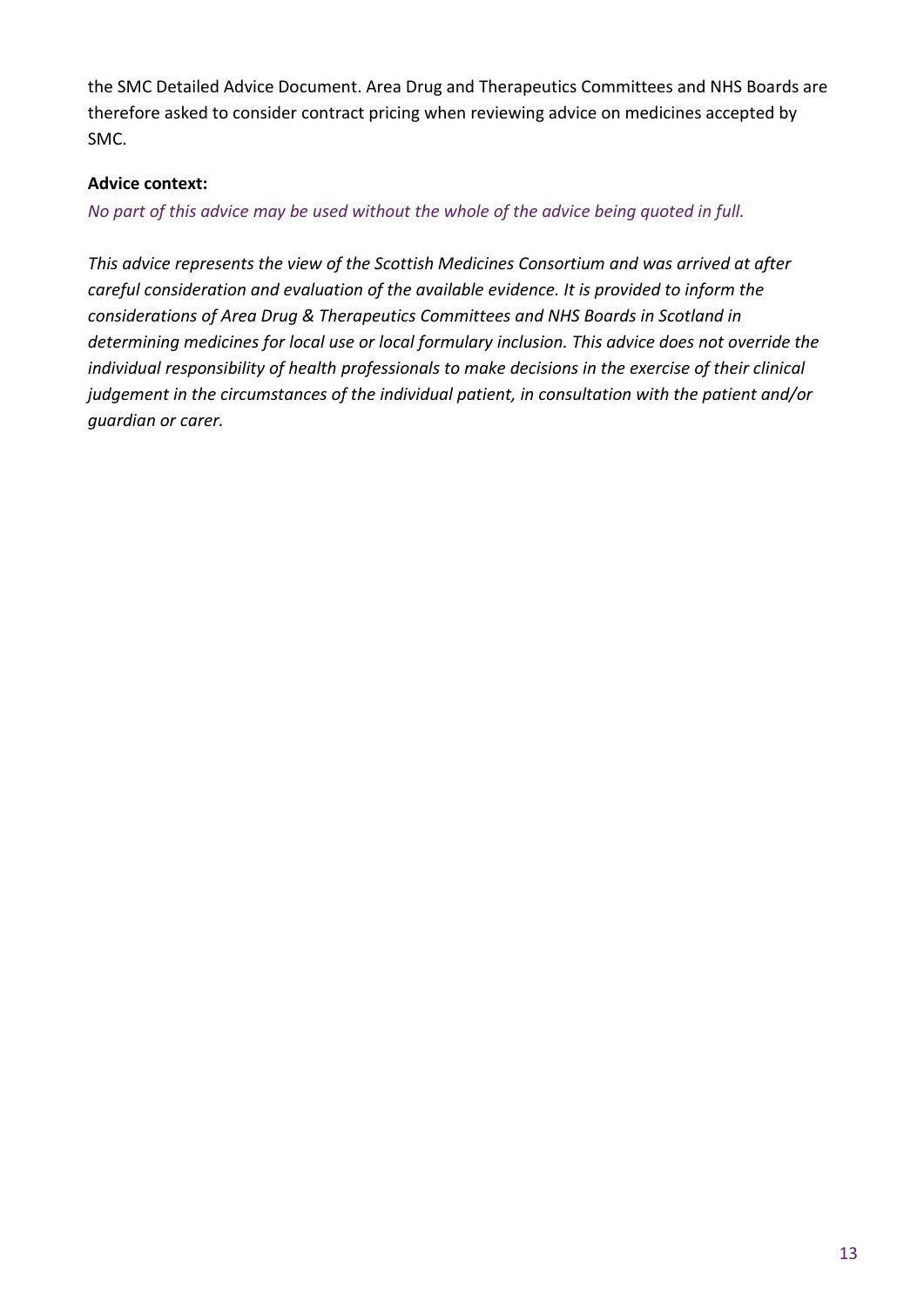the SMC Detailed Advice Document. Area Drug and Therapeutics Committees and NHS Boards are therefore asked to consider contract pricing when reviewing advice on medicines accepted by SMC.

**Advice context:**

*No part of this advice may be used without the whole of the advice being quoted in full.*

*This advice represents the view of the Scottish Medicines Consortium and was arrived at after careful consideration and evaluation of the available evidence. It is provided to inform the considerations of Area Drug & Therapeutics Committees and NHS Boards in Scotland in determining medicines for local use or local formulary inclusion. This advice does not override the individual responsibility of health professionals to make decisions in the exercise of their clinical judgement in the circumstances of the individual patient, in consultation with the patient and/or guardian or carer.*